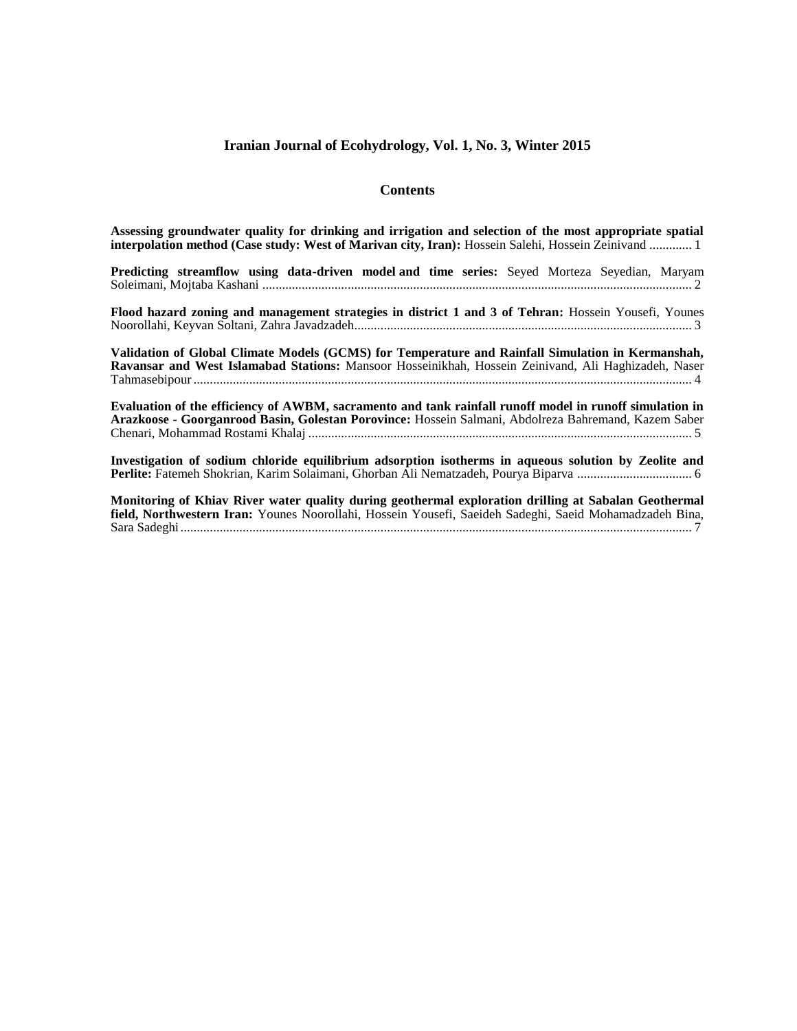# Iranian Journal of Ecohydrology, Vol. 1, No. 3, Winter 2015

## Contents

**Assessing groundwater quality for drinking and irrigation and selection of the most appropriate spatial interpolation method (Case study: West of Marivan city, Iran):** Hossein Salehi, Hossein Zeinivand ............. 1

**Predicting streamflow using data-driven model and time series:** Seyed Morteza Seyedian, Maryam Soleimani, Mojtaba Kashani .................................................................................................................................. 2

**Flood hazard zoning and management strategies in district 1 and 3 of Tehran:** Hossein Yousefi, Younes Noorollahi, Keyvan Soltani, Zahra Javadzadeh....................................................................................................... 3

**Validation of Global Climate Models (GCMS) for Temperature and Rainfall Simulation in Kermanshah, Ravansar and West Islamabad Stations:** Mansoor Hosseinikhah, Hossein Zeinivand, Ali Haghizadeh, Naser Tahmasebipour ........................................................................................................................................................ 4

**Evaluation of the efficiency of AWBM, sacramento and tank rainfall runoff model in runoff simulation in Arazkoose - Goorganrood Basin, Golestan Porovince:** Hossein Salmani, Abdolreza Bahremand, Kazem Saber Chenari, Mohammad Rostami Khalaj ..................................................................................................................... 5

**Investigation of sodium chloride equilibrium adsorption isotherms in aqueous solution by Zeolite and Perlite:** Fatemeh Shokrian, Karim Solaimani, Ghorban Ali Nematzadeh, Pourya Biparva ................................... 6

**Monitoring of Khiav River water quality during geothermal exploration drilling at Sabalan Geothermal field, Northwestern Iran:** Younes Noorollahi, Hossein Yousefi, Saeideh Sadeghi, Saeid Mohamadzadeh Bina, Sara Sadeghi ........................................................................................................................................................... 7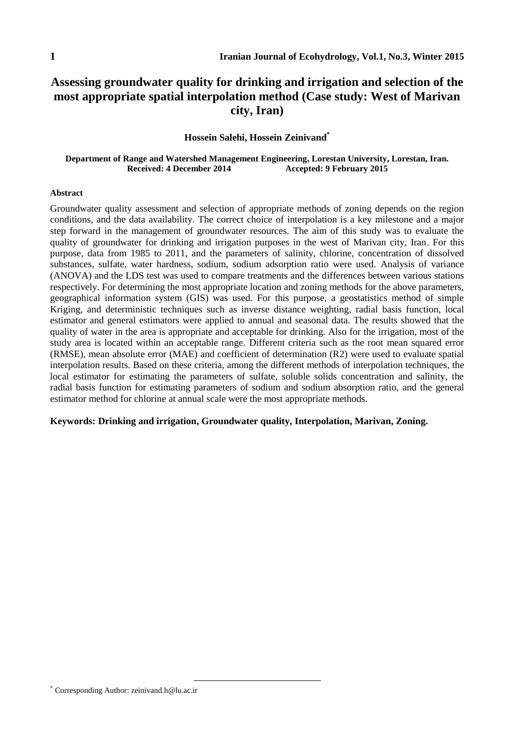# Assessing groundwater quality for drinking and irrigation and selection of the most appropriate spatial interpolation method (Case study: West of Marivan city, Iran)

**Hossein Salehi, Hossein Zeinivand***

**Department of Range and Watershed Management Engineering, Lorestan University, Lorestan, Iran.**
**Received: 4 December 2014 Accepted: 9 February 2015**

#### Abstract

Groundwater quality assessment and selection of appropriate methods of zoning depends on the region conditions, and the data availability. The correct choice of interpolation is a key milestone and a major step forward in the management of groundwater resources. The aim of this study was to evaluate the quality of groundwater for drinking and irrigation purposes in the west of Marivan city, Iran. For this purpose, data from 1985 to 2011, and the parameters of salinity, chlorine, concentration of dissolved substances, sulfate, water hardness, sodium, sodium adsorption ratio were used. Analysis of variance (ANOVA) and the LDS test was used to compare treatments and the differences between various stations respectively. For determining the most appropriate location and zoning methods for the above parameters, geographical information system (GIS) was used. For this purpose, a geostatistics method of simple Kriging, and deterministic techniques such as inverse distance weighting, radial basis function, local estimator and general estimators were applied to annual and seasonal data. The results showed that the quality of water in the area is appropriate and acceptable for drinking. Also for the irrigation, most of the study area is located within an acceptable range. Different criteria such as the root mean squared error (RMSE), mean absolute error (MAE) and coefficient of determination (R2) were used to evaluate spatial interpolation results. Based on these criteria, among the different methods of interpolation techniques, the local estimator for estimating the parameters of sulfate, soluble solids concentration and salinity, the radial basis function for estimating parameters of sodium and sodium absorption ratio, and the general estimator method for chlorine at annual scale were the most appropriate methods.

**Keywords: Drinking and irrigation, Groundwater quality, Interpolation, Marivan, Zoning.**

* Corresponding Author: zeinivand.h@lu.ac.ir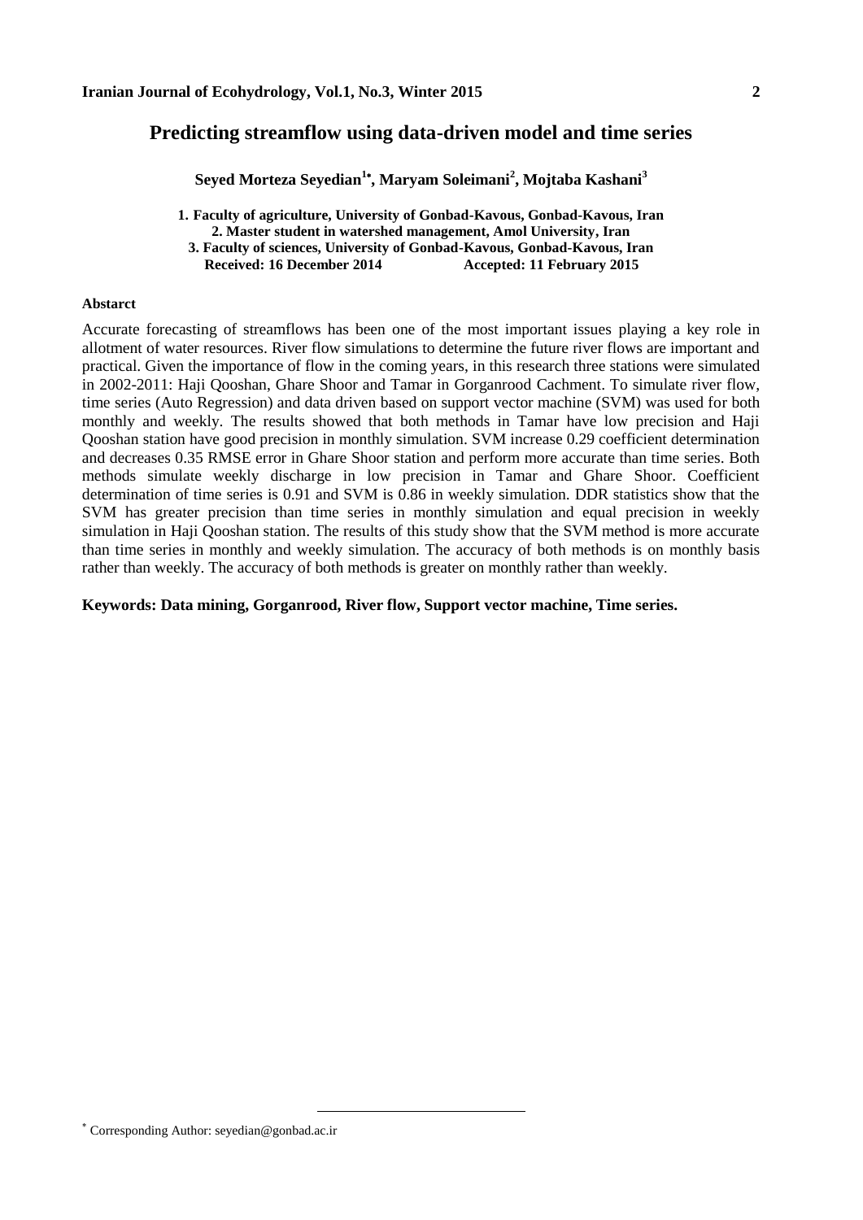# Predicting streamflow using data-driven model and time series

**Seyed Morteza Seyedian[1*], Maryam Soleimani[2], Mojtaba Kashani[3]**

**1. Faculty of agriculture, University of Gonbad-Kavous, Gonbad-Kavous, Iran**
**2. Master student in watershed management, Amol University, Iran**
**3. Faculty of sciences, University of Gonbad-Kavous, Gonbad-Kavous, Iran**
**Received: 16 December 2014 Accepted: 11 February 2015**

#### Abstarct

Accurate forecasting of streamflows has been one of the most important issues playing a key role in allotment of water resources. River flow simulations to determine the future river flows are important and practical. Given the importance of flow in the coming years, in this research three stations were simulated in 2002-2011: Haji Qooshan, Ghare Shoor and Tamar in Gorganrood Cachment. To simulate river flow, time series (Auto Regression) and data driven based on support vector machine (SVM) was used for both monthly and weekly. The results showed that both methods in Tamar have low precision and Haji Qooshan station have good precision in monthly simulation. SVM increase 0.29 coefficient determination and decreases 0.35 RMSE error in Ghare Shoor station and perform more accurate than time series. Both methods simulate weekly discharge in low precision in Tamar and Ghare Shoor. Coefficient determination of time series is 0.91 and SVM is 0.86 in weekly simulation. DDR statistics show that the SVM has greater precision than time series in monthly simulation and equal precision in weekly simulation in Haji Qooshan station. The results of this study show that the SVM method is more accurate than time series in monthly and weekly simulation. The accuracy of both methods is on monthly basis rather than weekly. The accuracy of both methods is greater on monthly rather than weekly.

**Keywords: Data mining, Gorganrood, River flow, Support vector machine, Time series.**

---

[*] Corresponding Author: seyedian@gonbad.ac.ir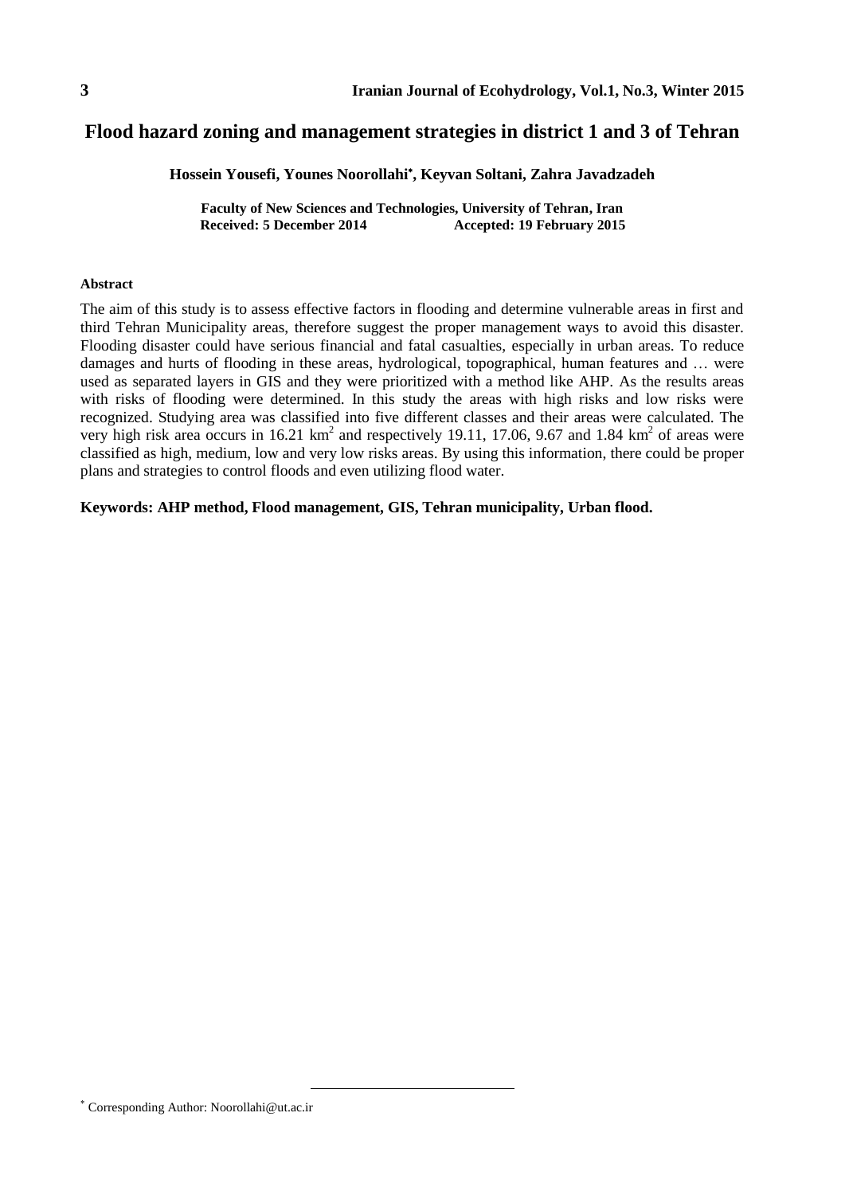# Flood hazard zoning and management strategies in district 1 and 3 of Tehran

**Hossein Yousefi, Younes Noorollahi*, Keyvan Soltani, Zahra Javadzadeh**

**Faculty of New Sciences and Technologies, University of Tehran, Iran**
**Received: 5 December 2014 Accepted: 19 February 2015**

**Abstract**

The aim of this study is to assess effective factors in flooding and determine vulnerable areas in first and third Tehran Municipality areas, therefore suggest the proper management ways to avoid this disaster. Flooding disaster could have serious financial and fatal casualties, especially in urban areas. To reduce damages and hurts of flooding in these areas, hydrological, topographical, human features and … were used as separated layers in GIS and they were prioritized with a method like AHP. As the results areas with risks of flooding were determined. In this study the areas with high risks and low risks were recognized. Studying area was classified into five different classes and their areas were calculated. The very high risk area occurs in 16.21 $km^2$ and respectively 19.11, 17.06, 9.67 and 1.84 $km^2$ of areas were classified as high, medium, low and very low risks areas. By using this information, there could be proper plans and strategies to control floods and even utilizing flood water.

**Keywords: AHP method, Flood management, GIS, Tehran municipality, Urban flood.**

---

* Corresponding Author: Noorollahi@ut.ac.ir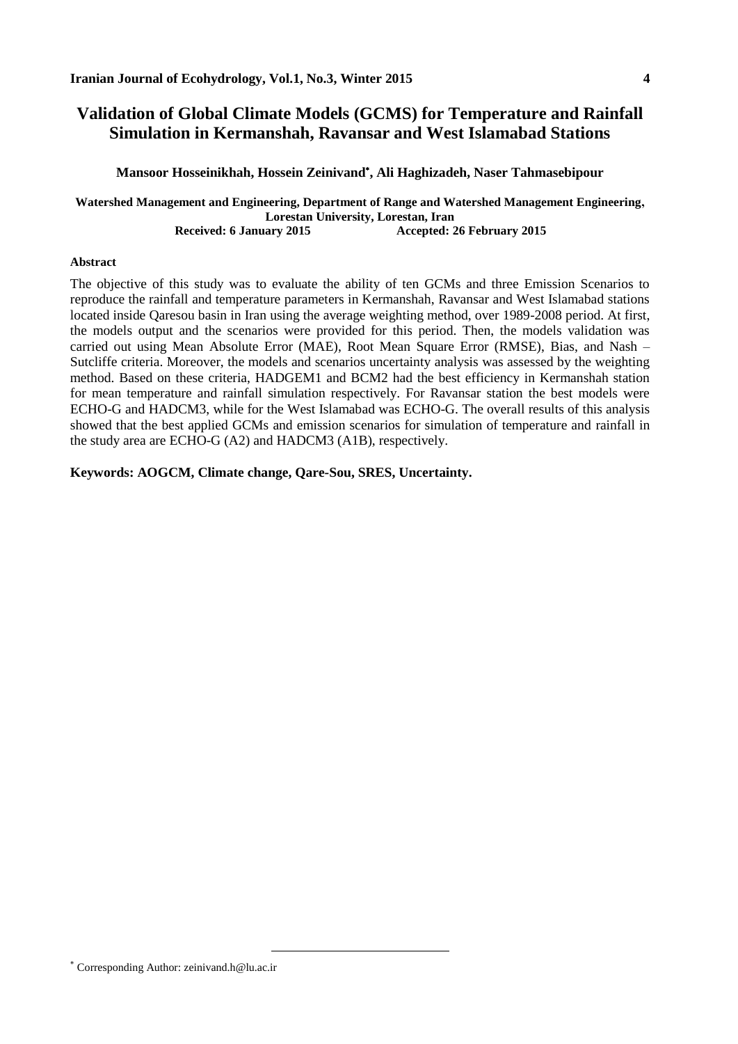# Validation of Global Climate Models (GCMS) for Temperature and Rainfall Simulation in Kermanshah, Ravansar and West Islamabad Stations

**Mansoor Hosseinikhah, Hossein Zeinivand*, Ali Haghizadeh, Naser Tahmasebipour**

**Watershed Management and Engineering, Department of Range and Watershed Management Engineering, Lorestan University, Lorestan, Iran**

**Received: 6 January 2015 Accepted: 26 February 2015**

#### Abstract

The objective of this study was to evaluate the ability of ten GCMs and three Emission Scenarios to reproduce the rainfall and temperature parameters in Kermanshah, Ravansar and West Islamabad stations located inside Qaresou basin in Iran using the average weighting method, over 1989-2008 period. At first, the models output and the scenarios were provided for this period. Then, the models validation was carried out using Mean Absolute Error (MAE), Root Mean Square Error (RMSE), Bias, and Nash – Sutcliffe criteria. Moreover, the models and scenarios uncertainty analysis was assessed by the weighting method. Based on these criteria, HADGEM1 and BCM2 had the best efficiency in Kermanshah station for mean temperature and rainfall simulation respectively. For Ravansar station the best models were ECHO-G and HADCM3, while for the West Islamabad was ECHO-G. The overall results of this analysis showed that the best applied GCMs and emission scenarios for simulation of temperature and rainfall in the study area are ECHO-G (A2) and HADCM3 (A1B), respectively.

**Keywords: AOGCM, Climate change, Qare-Sou, SRES, Uncertainty.**

* Corresponding Author: zeinivand.h@lu.ac.ir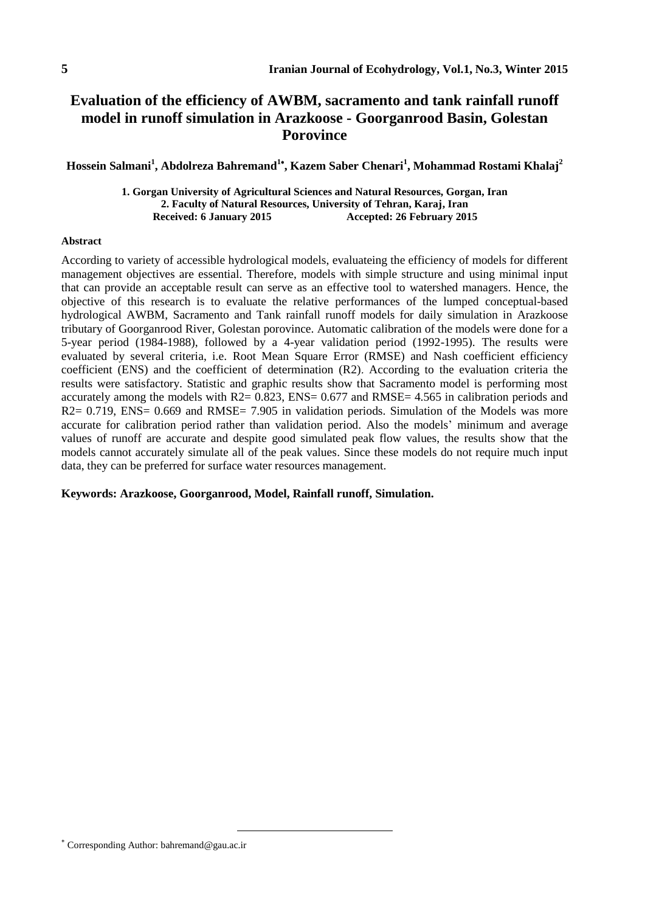# Evaluation of the efficiency of AWBM, sacramento and tank rainfall runoff model in runoff simulation in Arazkoose - Goorganrood Basin, Golestan Porovince

**Hossein Salmani[1], Abdolreza Bahremand[1*], Kazem Saber Chenari[1], Mohammad Rostami Khalaj[2]**

**1. Gorgan University of Agricultural Sciences and Natural Resources, Gorgan, Iran**
**2. Faculty of Natural Resources, University of Tehran, Karaj, Iran**
**Received: 6 January 2015 Accepted: 26 February 2015**

**Abstract**

According to variety of accessible hydrological models, evaluateing the efficiency of models for different management objectives are essential. Therefore, models with simple structure and using minimal input that can provide an acceptable result can serve as an effective tool to watershed managers. Hence, the objective of this research is to evaluate the relative performances of the lumped conceptual-based hydrological AWBM, Sacramento and Tank rainfall runoff models for daily simulation in Arazkoose tributary of Goorganrood River, Golestan porovince. Automatic calibration of the models were done for a 5-year period (1984-1988), followed by a 4-year validation period (1992-1995). The results were evaluated by several criteria, i.e. Root Mean Square Error (RMSE) and Nash coefficient efficiency coefficient (ENS) and the coefficient of determination (R2). According to the evaluation criteria the results were satisfactory. Statistic and graphic results show that Sacramento model is performing most accurately among the models with R2= 0.823, ENS= 0.677 and RMSE= 4.565 in calibration periods and R2= 0.719, ENS= 0.669 and RMSE= 7.905 in validation periods. Simulation of the Models was more accurate for calibration period rather than validation period. Also the models' minimum and average values of runoff are accurate and despite good simulated peak flow values, the results show that the models cannot accurately simulate all of the peak values. Since these models do not require much input data, they can be preferred for surface water resources management.

**Keywords: Arazkoose, Goorganrood, Model, Rainfall runoff, Simulation.**

[*] Corresponding Author: bahremand@gau.ac.ir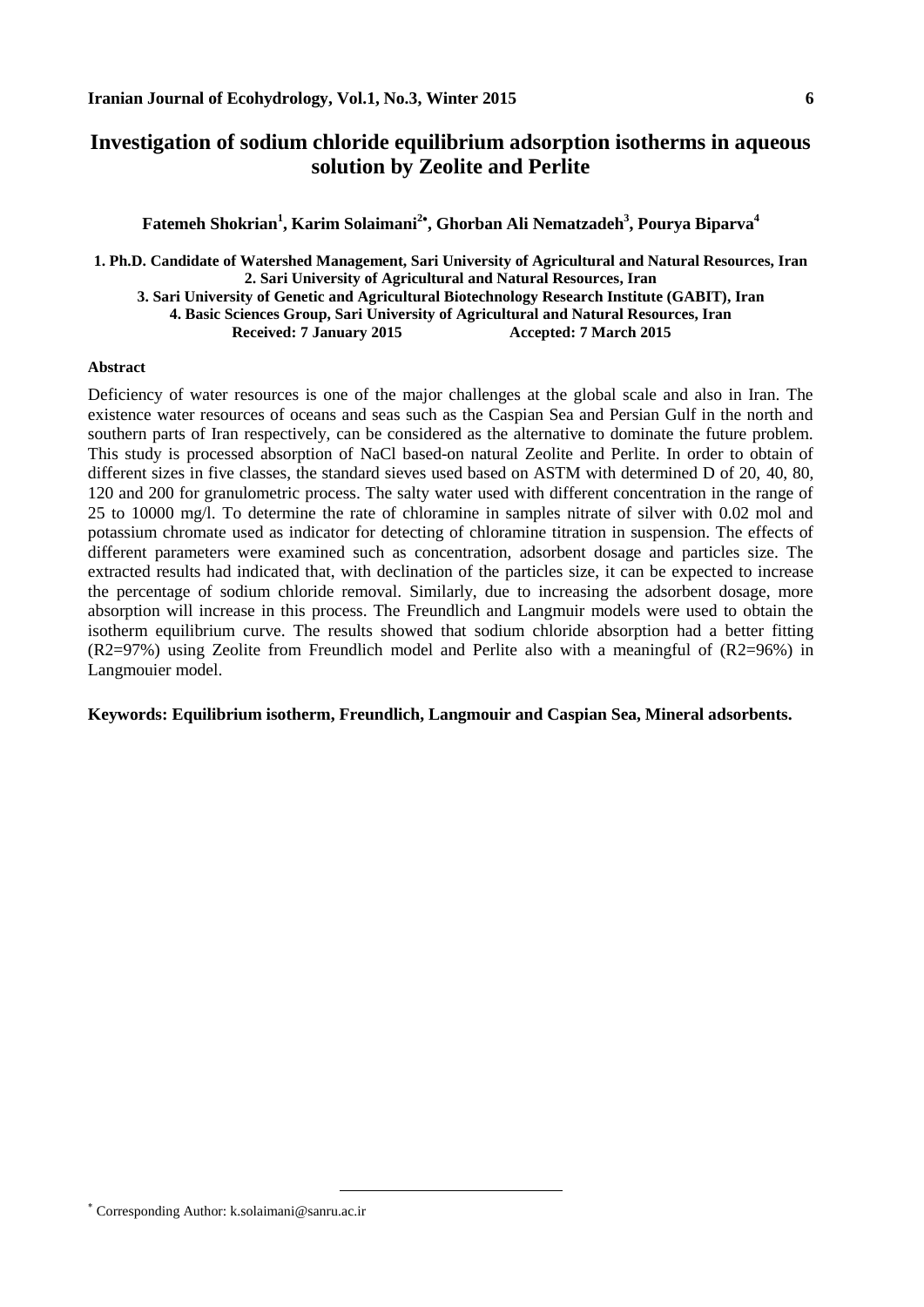# Investigation of sodium chloride equilibrium adsorption isotherms in aqueous solution by Zeolite and Perlite

**Fatemeh Shokrian[1], Karim Solaimani[2*], Ghorban Ali Nematzadeh[3], Pourya Biparva[4]**

**1. Ph.D. Candidate of Watershed Management, Sari University of Agricultural and Natural Resources, Iran**
**2. Sari University of Agricultural and Natural Resources, Iran**
**3. Sari University of Genetic and Agricultural Biotechnology Research Institute (GABIT), Iran**
**4. Basic Sciences Group, Sari University of Agricultural and Natural Resources, Iran**
**Received: 7 January 2015 Accepted: 7 March 2015**

**Abstract**

Deficiency of water resources is one of the major challenges at the global scale and also in Iran. The existence water resources of oceans and seas such as the Caspian Sea and Persian Gulf in the north and southern parts of Iran respectively, can be considered as the alternative to dominate the future problem. This study is processed absorption of NaCl based-on natural Zeolite and Perlite. In order to obtain of different sizes in five classes, the standard sieves used based on ASTM with determined D of 20, 40, 80, 120 and 200 for granulometric process. The salty water used with different concentration in the range of 25 to 10000 mg/l. To determine the rate of chloramine in samples nitrate of silver with 0.02 mol and potassium chromate used as indicator for detecting of chloramine titration in suspension. The effects of different parameters were examined such as concentration, adsorbent dosage and particles size. The extracted results had indicated that, with declination of the particles size, it can be expected to increase the percentage of sodium chloride removal. Similarly, due to increasing the adsorbent dosage, more absorption will increase in this process. The Freundlich and Langmuir models were used to obtain the isotherm equilibrium curve. The results showed that sodium chloride absorption had a better fitting (R2=97%) using Zeolite from Freundlich model and Perlite also with a meaningful of (R2=96%) in Langmouier model.

**Keywords: Equilibrium isotherm, Freundlich, Langmouir and Caspian Sea, Mineral adsorbents.**

---

[*] Corresponding Author: k.solaimani@sanru.ac.ir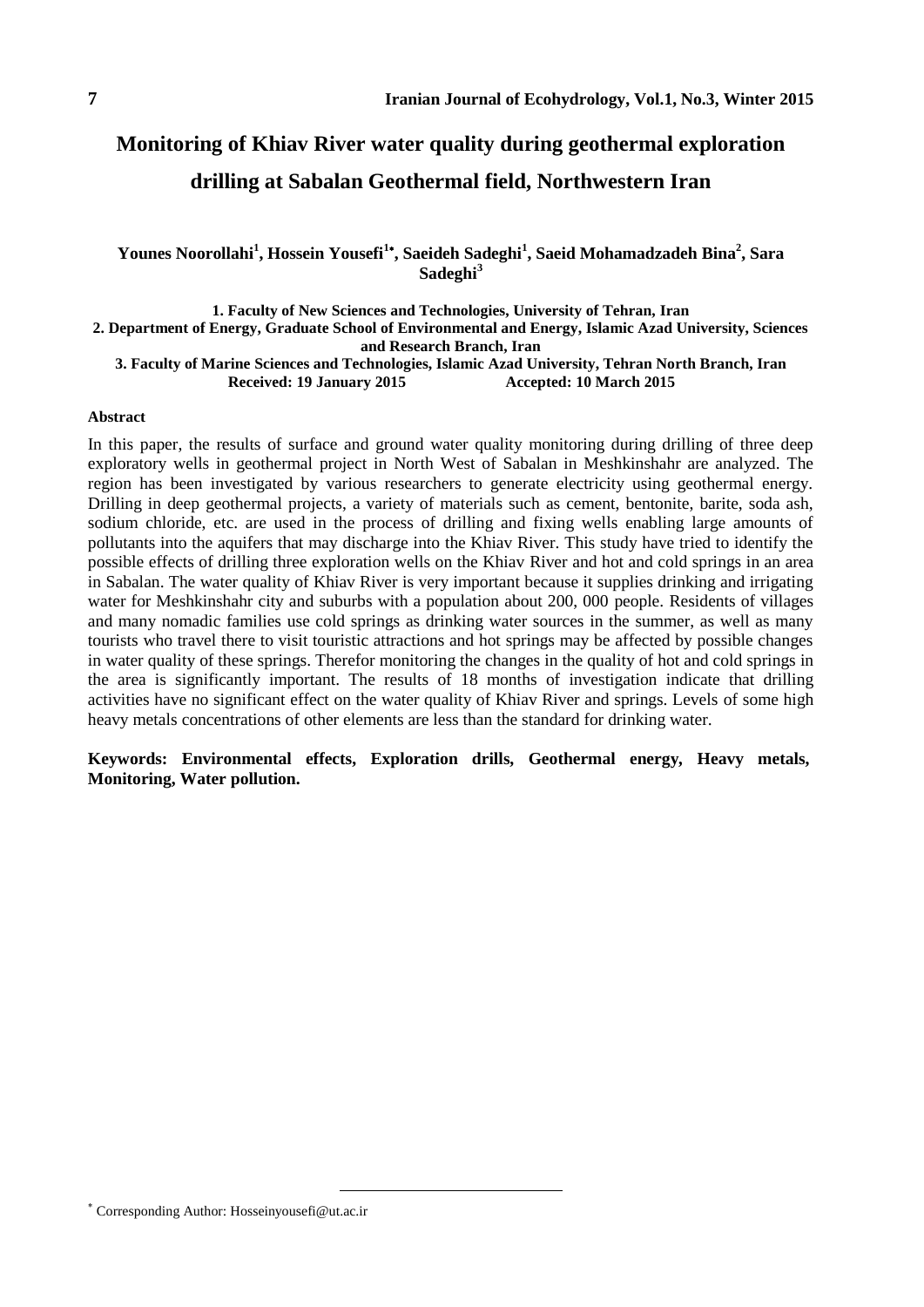# Monitoring of Khiav River water quality during geothermal exploration drilling at Sabalan Geothermal field, Northwestern Iran

**Younes Noorollahi[1], Hossein Yousefi[1*], Saeideh Sadeghi[1], Saeid Mohamadzadeh Bina[2], Sara Sadeghi[3]**

**1. Faculty of New Sciences and Technologies, University of Tehran, Iran**
**2. Department of Energy, Graduate School of Environmental and Energy, Islamic Azad University, Sciences and Research Branch, Iran**
**3. Faculty of Marine Sciences and Technologies, Islamic Azad University, Tehran North Branch, Iran**
**Received: 19 January 2015 Accepted: 10 March 2015**

#### Abstract

In this paper, the results of surface and ground water quality monitoring during drilling of three deep exploratory wells in geothermal project in North West of Sabalan in Meshkinshahr are analyzed. The region has been investigated by various researchers to generate electricity using geothermal energy. Drilling in deep geothermal projects, a variety of materials such as cement, bentonite, barite, soda ash, sodium chloride, etc. are used in the process of drilling and fixing wells enabling large amounts of pollutants into the aquifers that may discharge into the Khiav River. This study have tried to identify the possible effects of drilling three exploration wells on the Khiav River and hot and cold springs in an area in Sabalan. The water quality of Khiav River is very important because it supplies drinking and irrigating water for Meshkinshahr city and suburbs with a population about 200, 000 people. Residents of villages and many nomadic families use cold springs as drinking water sources in the summer, as well as many tourists who travel there to visit touristic attractions and hot springs may be affected by possible changes in water quality of these springs. Therefor monitoring the changes in the quality of hot and cold springs in the area is significantly important. The results of 18 months of investigation indicate that drilling activities have no significant effect on the water quality of Khiav River and springs. Levels of some high heavy metals concentrations of other elements are less than the standard for drinking water.

**Keywords: Environmental effects, Exploration drills, Geothermal energy, Heavy metals, Monitoring, Water pollution.**

[*] Corresponding Author: Hosseinyousefi@ut.ac.ir